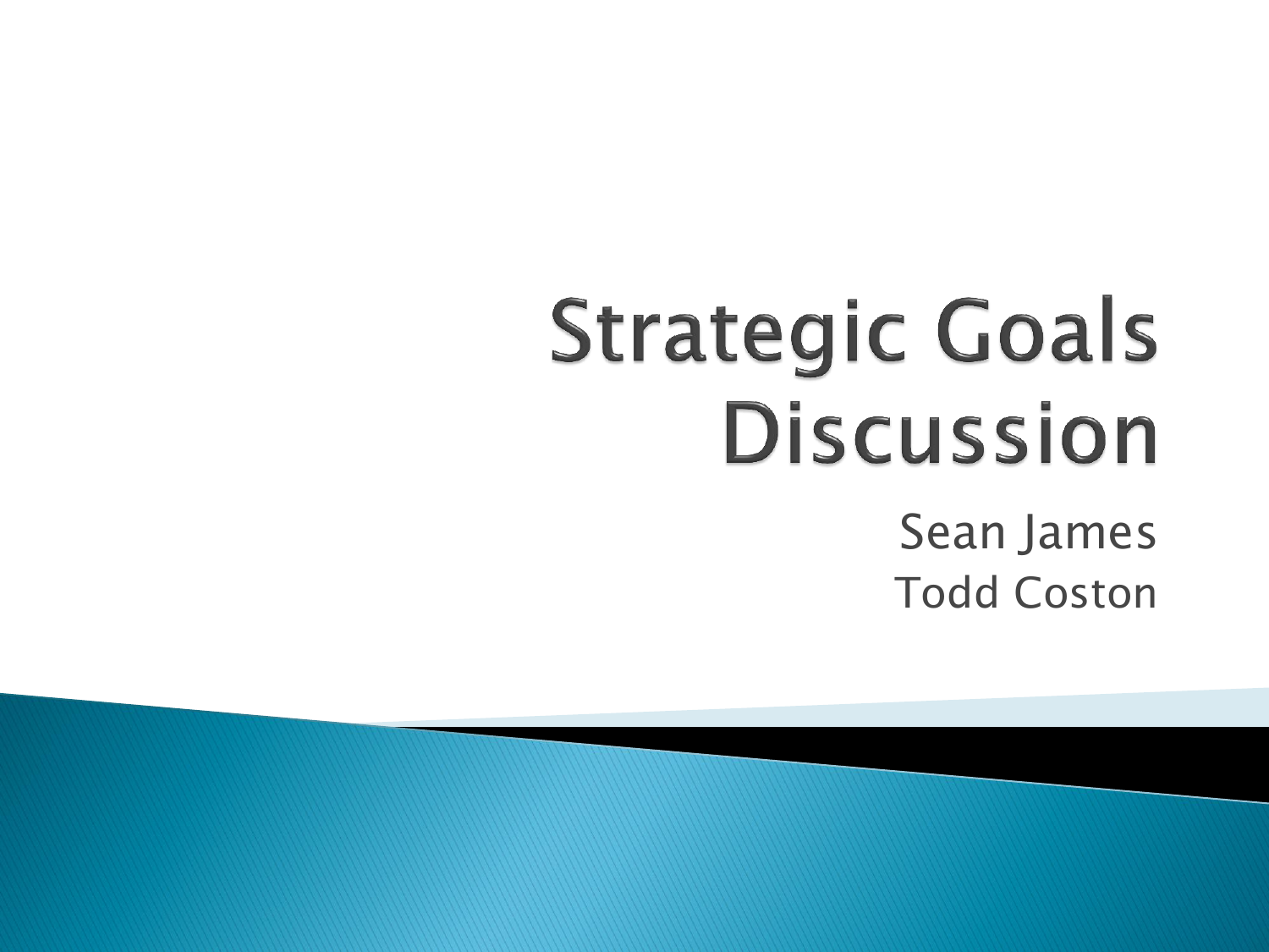# Strategic Goals Discussion

Sean James

Todd Coston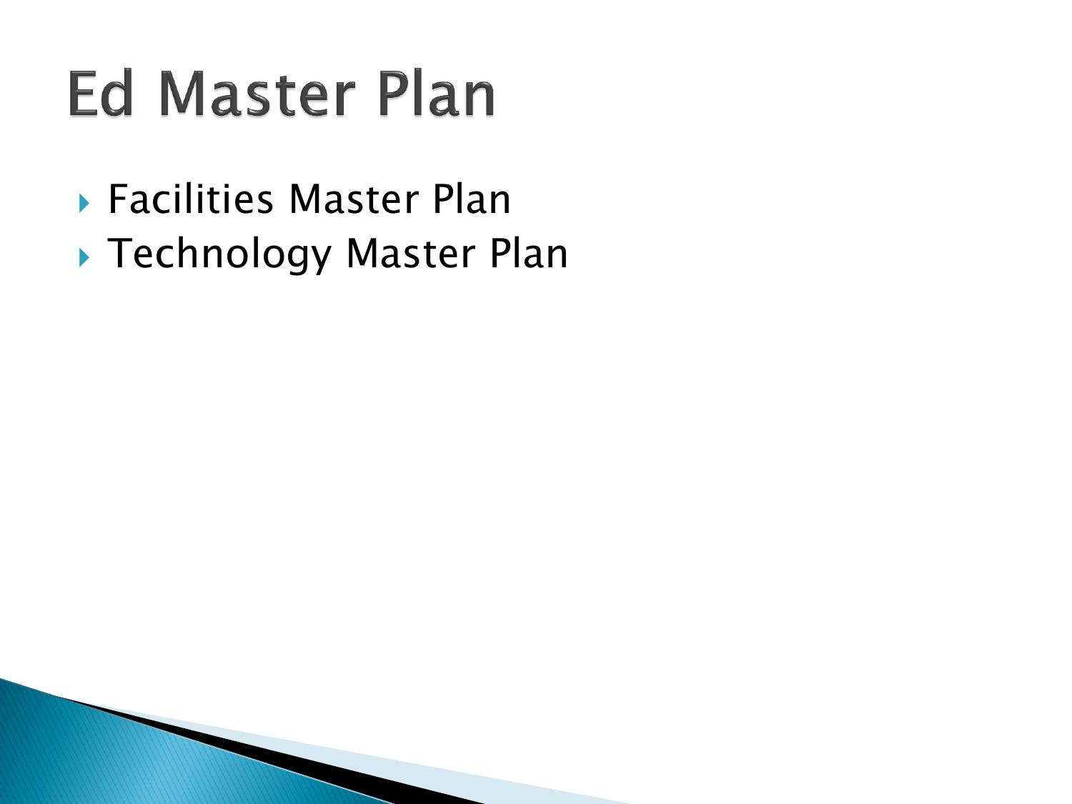# Ed Master Plan

- Facilities Master Plan
- Technology Master Plan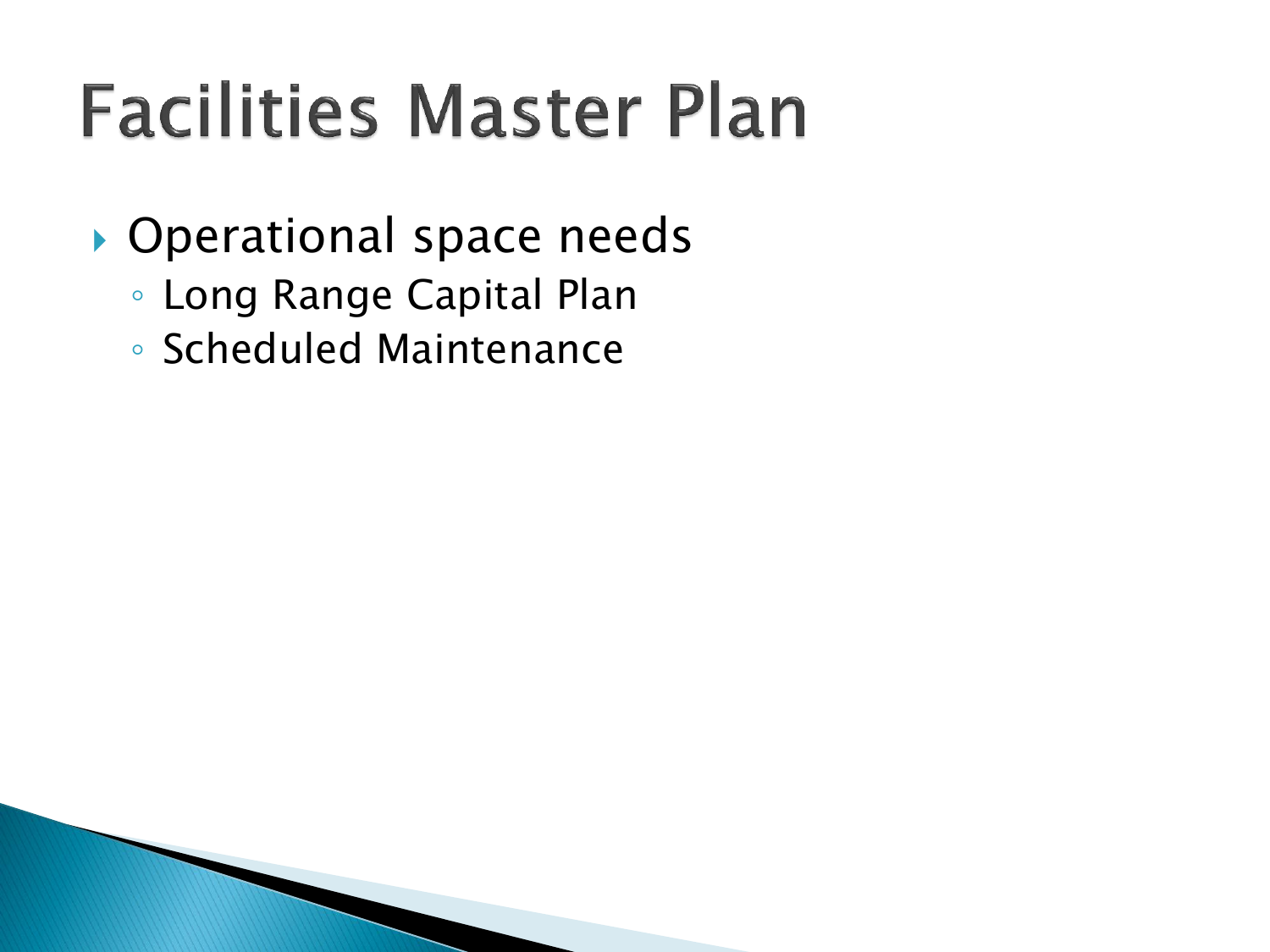# Facilities Master Plan

- Operational space needs
  - Long Range Capital Plan
  - Scheduled Maintenance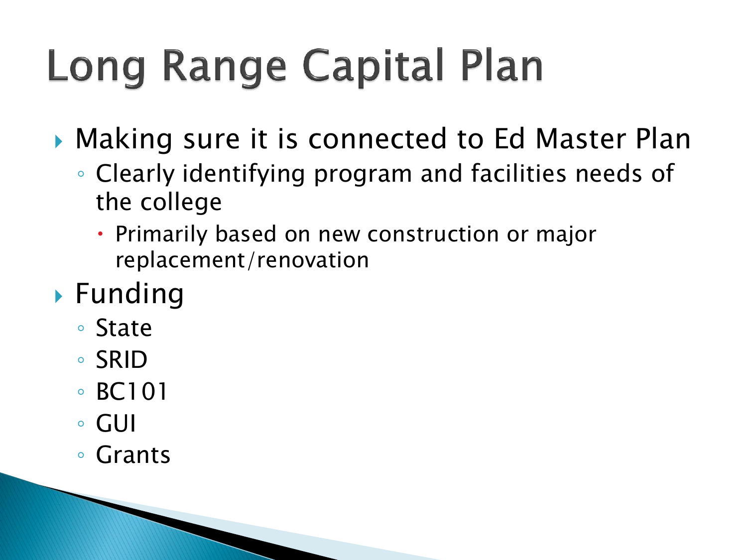# Long Range Capital Plan

- Making sure it is connected to Ed Master Plan
  - Clearly identifying program and facilities needs of the college
    - Primarily based on new construction or major replacement/renovation
- Funding
  - State
  - SRID
  - BC101
  - GUI
  - Grants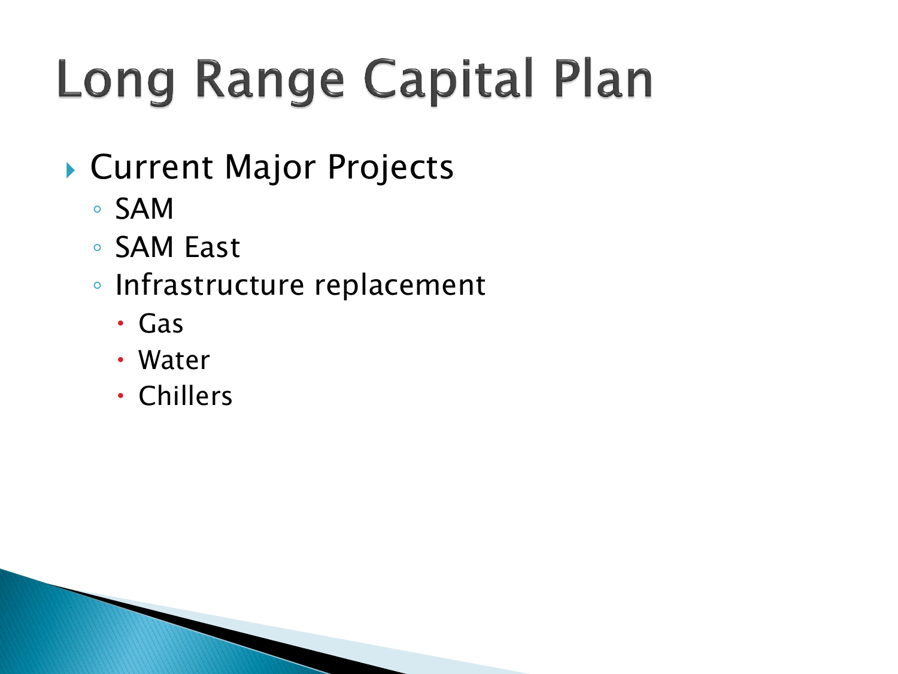# Long Range Capital Plan

- Current Major Projects
  - SAM
  - SAM East
  - Infrastructure replacement
    - Gas
    - Water
    - Chillers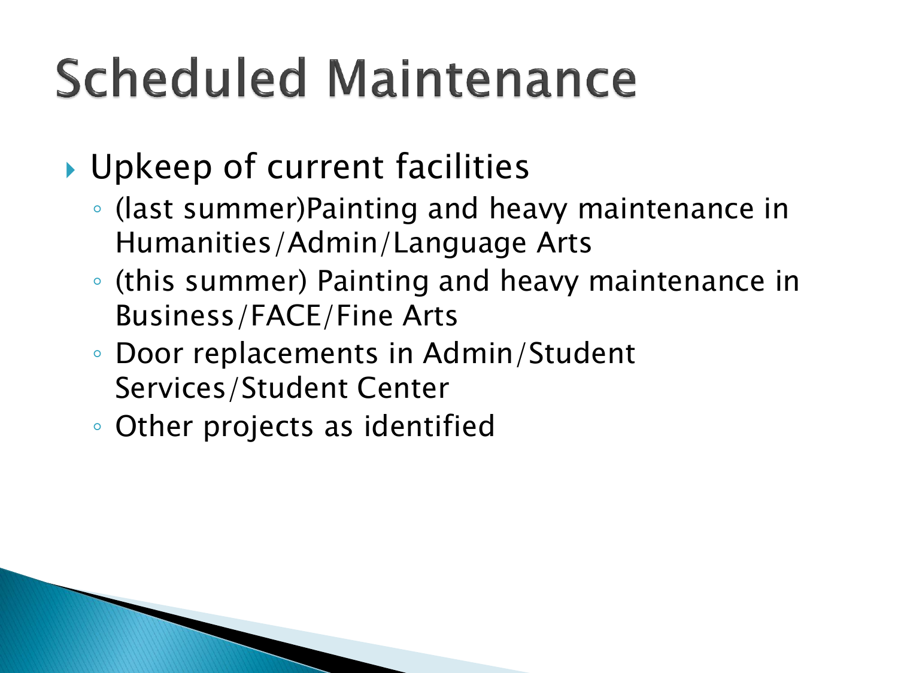# Scheduled Maintenance

- Upkeep of current facilities
  - (last summer)Painting and heavy maintenance in Humanities/Admin/Language Arts
  - (this summer) Painting and heavy maintenance in Business/FACE/Fine Arts
  - Door replacements in Admin/Student Services/Student Center
  - Other projects as identified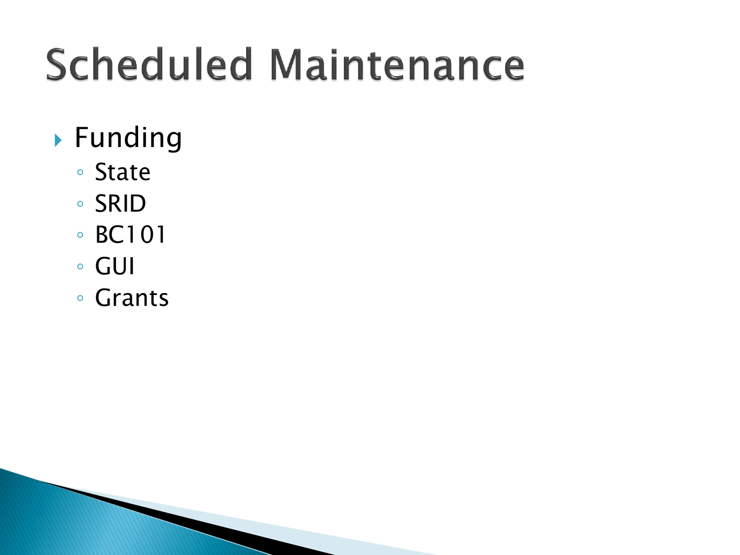# Scheduled Maintenance

- Funding
  - State
  - SRID
  - BC101
  - GUI
  - Grants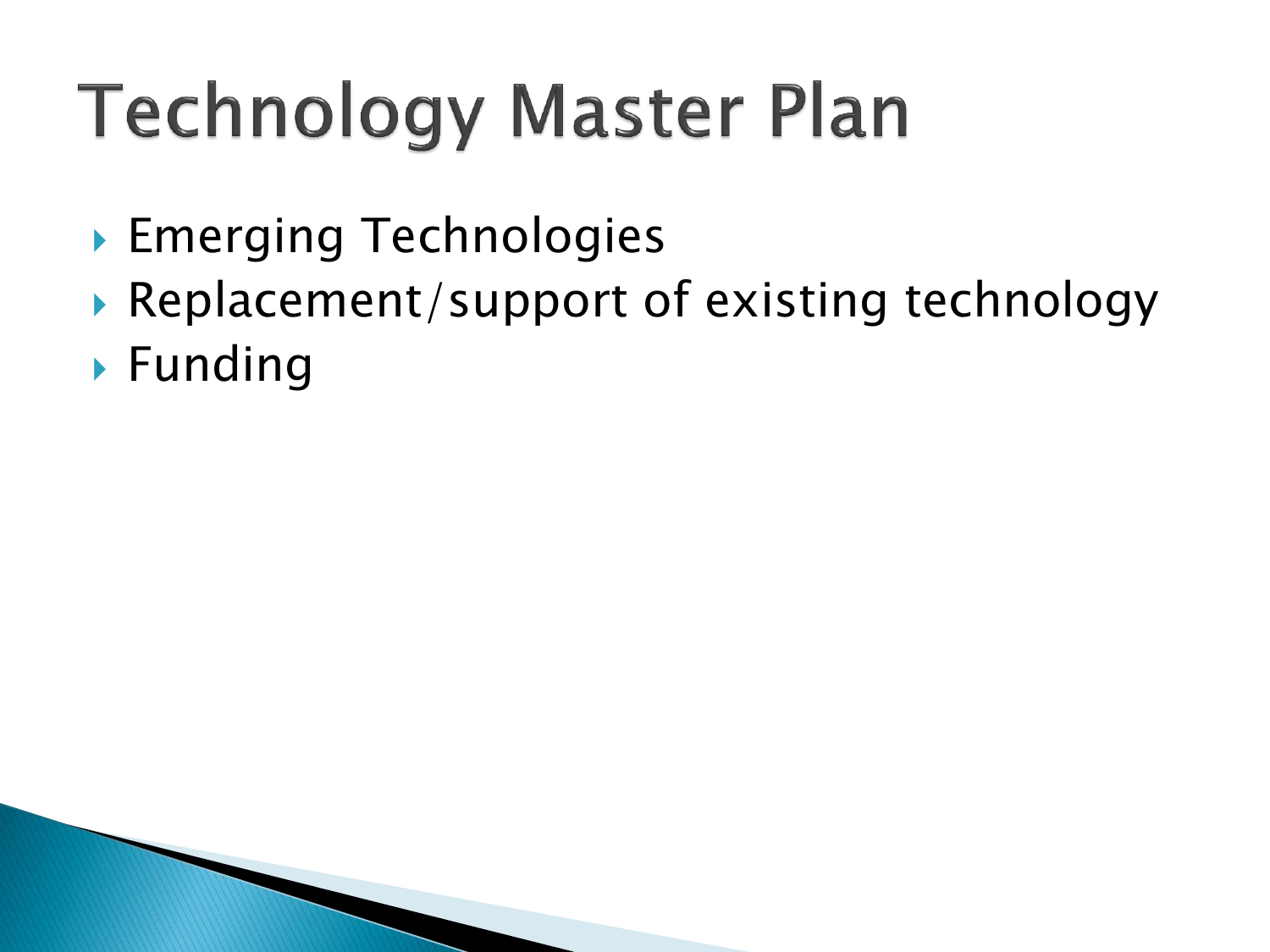# Technology Master Plan

- Emerging Technologies
- Replacement/support of existing technology
- Funding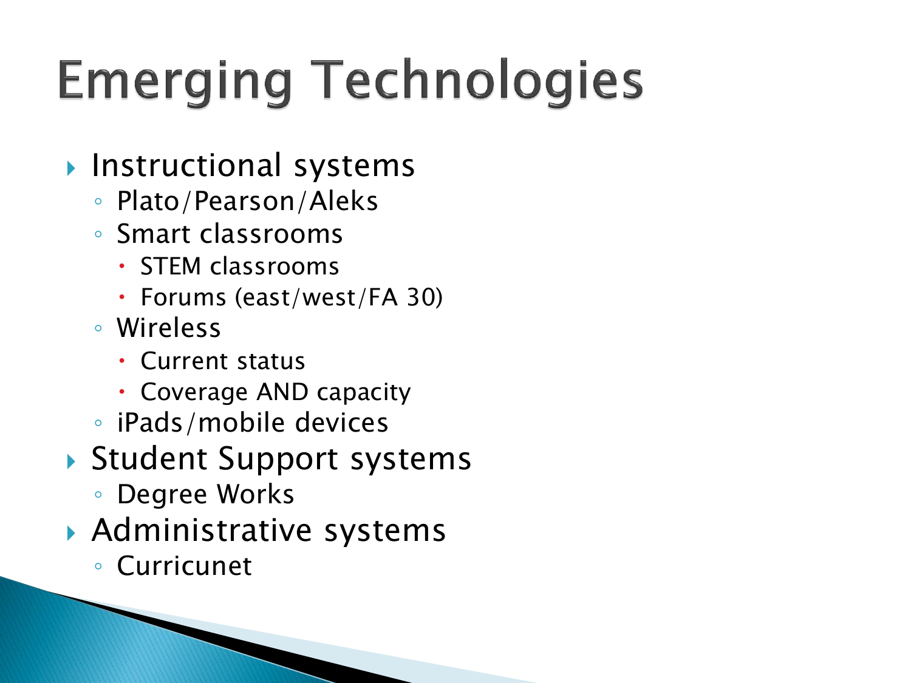# Emerging Technologies

- Instructional systems
  - Plato/Pearson/Aleks
  - Smart classrooms
    - STEM classrooms
    - Forums (east/west/FA 30)
  - Wireless
    - Current status
    - Coverage AND capacity
  - iPads/mobile devices
- Student Support systems
  - Degree Works
- Administrative systems
  - Curricunet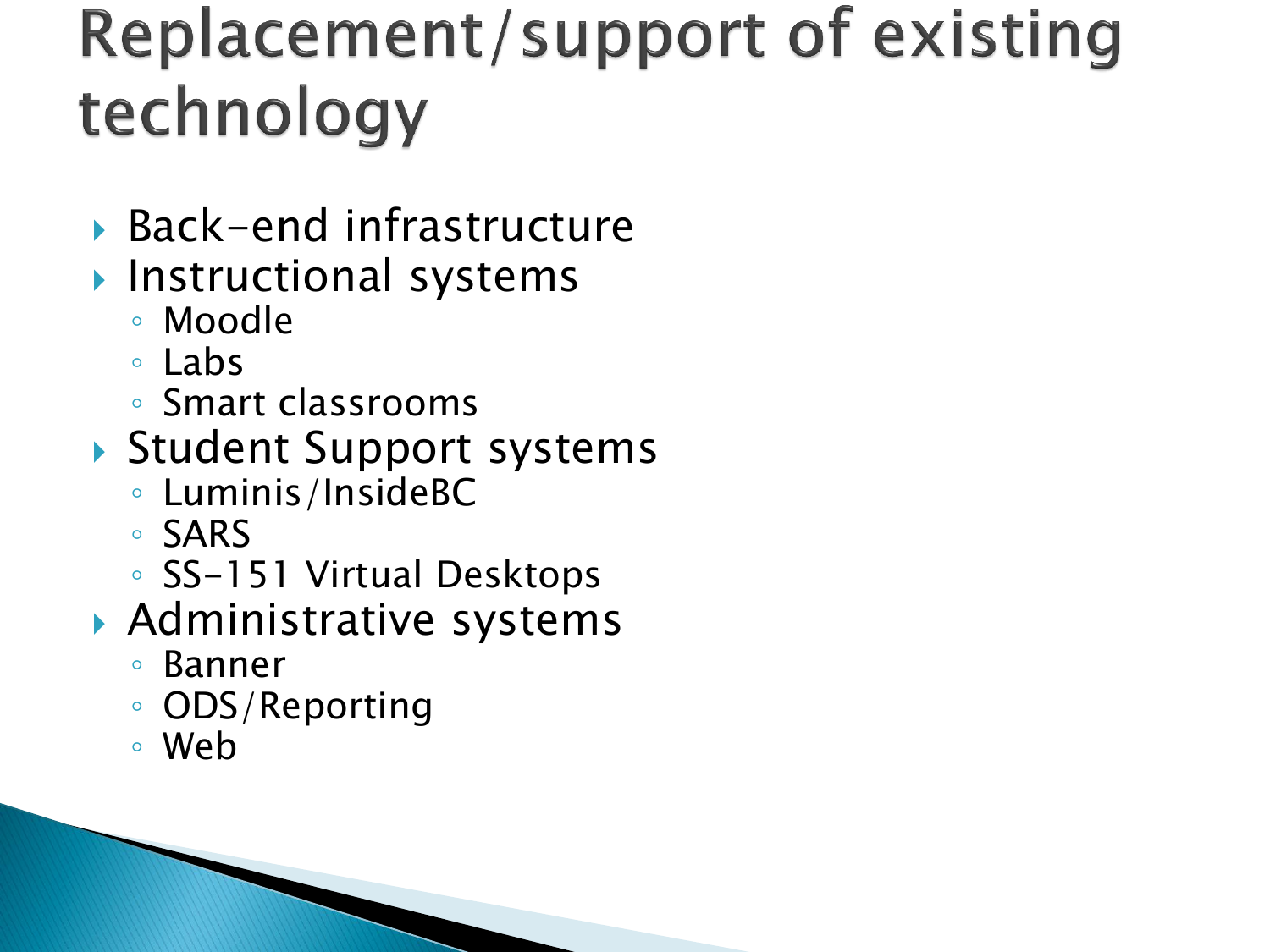# Replacement/support of existing technology

- Back-end infrastructure
- Instructional systems
  - Moodle
  - Labs
  - Smart classrooms
- Student Support systems
  - Luminis/InsideBC
  - SARS
  - SS-151 Virtual Desktops
- Administrative systems
  - Banner
  - ODS/Reporting
  - Web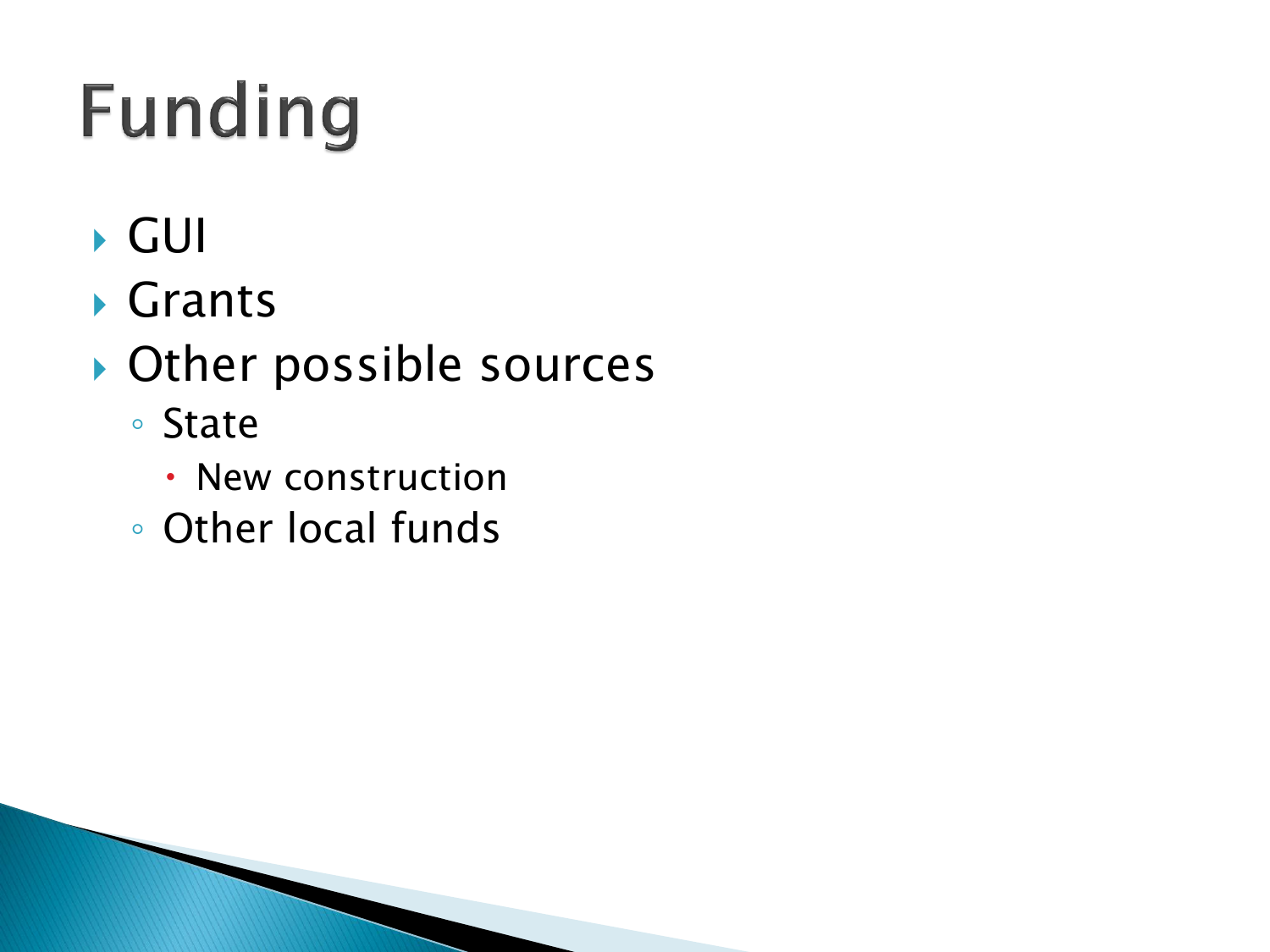# Funding

- GUI
- Grants
- Other possible sources
  - State
    - New construction
  - Other local funds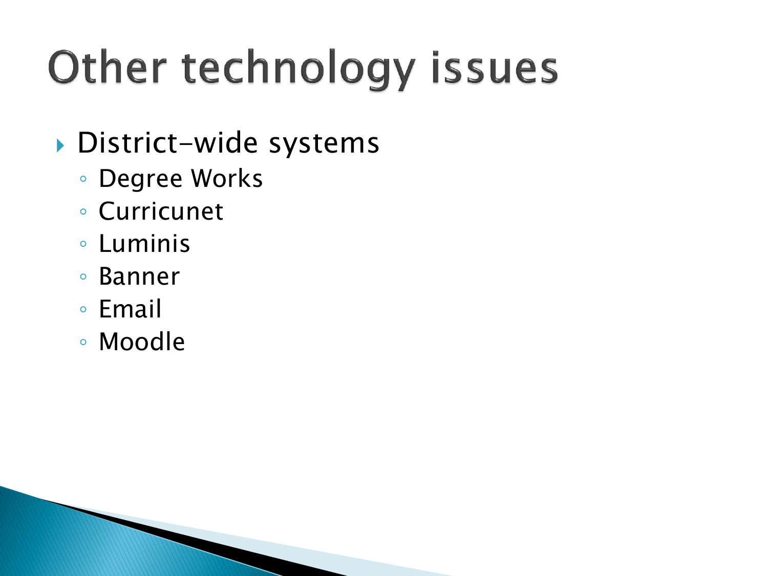# Other technology issues

- District-wide systems
  - Degree Works
  - Curricunet
  - Luminis
  - Banner
  - Email
  - Moodle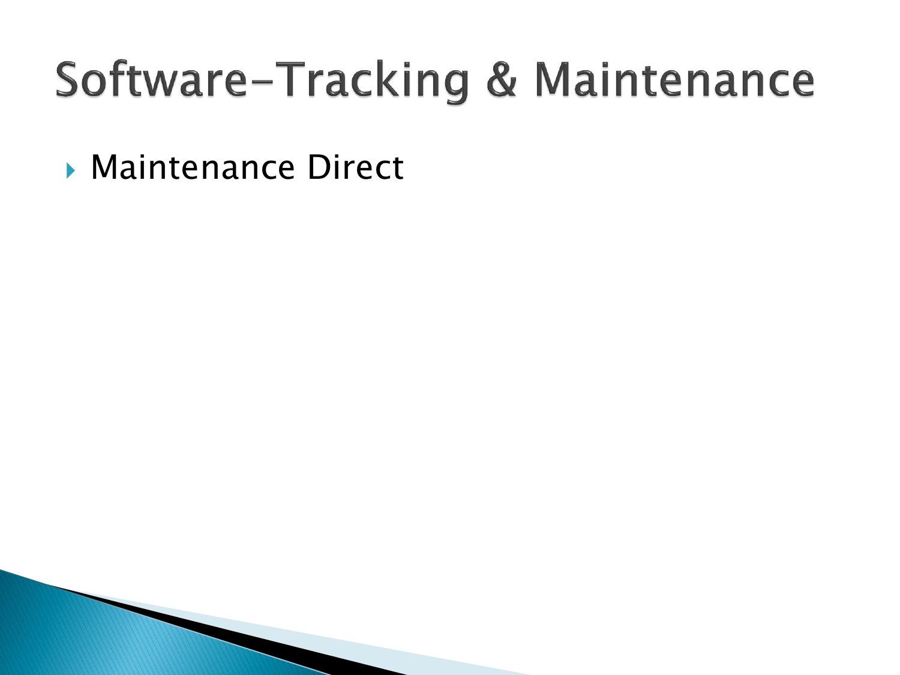# Software-Tracking & Maintenance

- Maintenance Direct